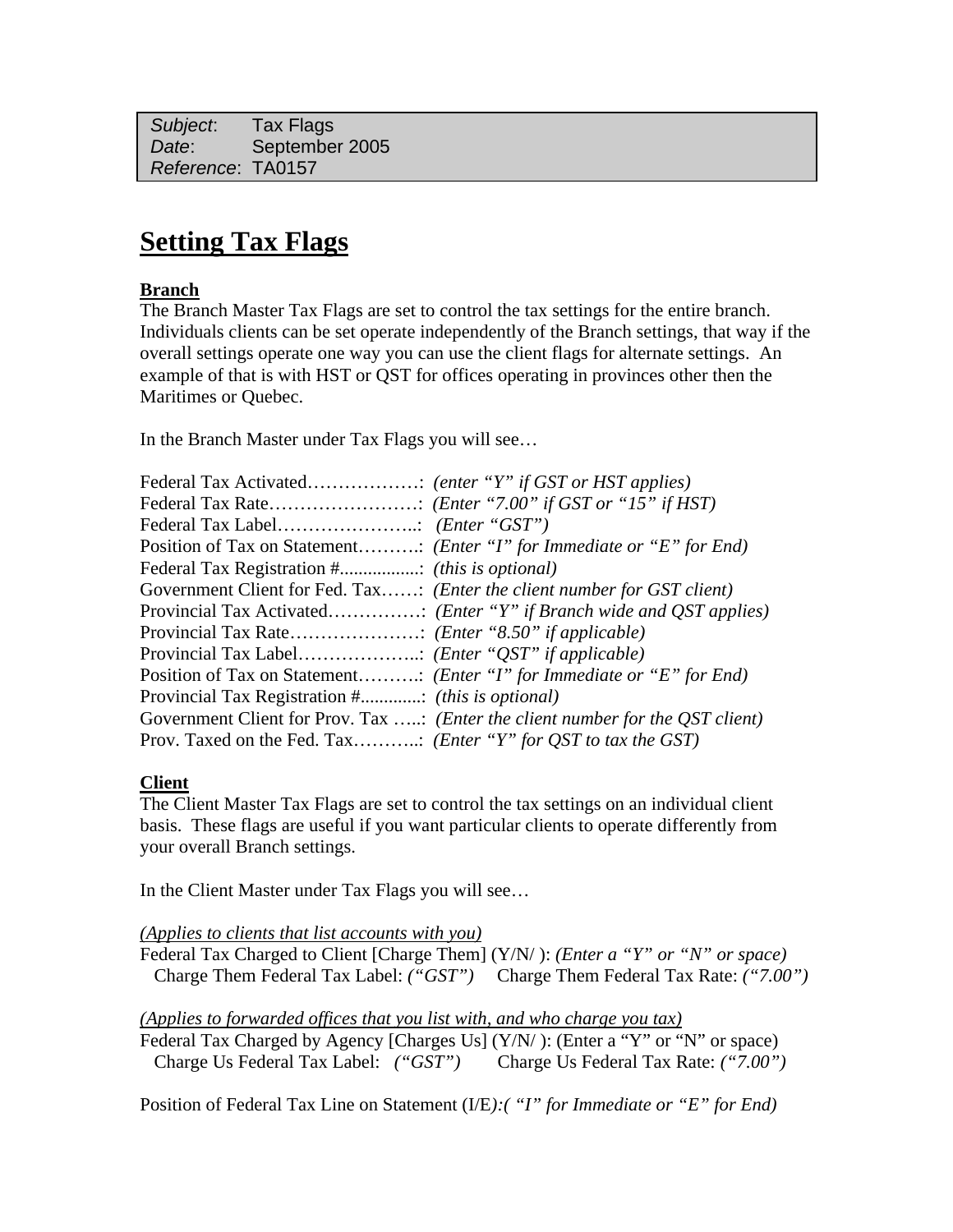*Subject*: Tax Flags
*Date*: September 2005
*Reference*: TA0157

# Setting Tax Flags

**Branch**

The Branch Master Tax Flags are set to control the tax settings for the entire branch. Individuals clients can be set operate independently of the Branch settings, that way if the overall settings operate one way you can use the client flags for alternate settings. An example of that is with HST or QST for offices operating in provinces other then the Maritimes or Quebec.

In the Branch Master under Tax Flags you will see…

Federal Tax Activated………………: *(enter "Y" if GST or HST applies)*
Federal Tax Rate……………………: *(Enter "7.00" if GST or "15" if HST)*
Federal Tax Label…………………..: *(Enter "GST")*
Position of Tax on Statement……….: *(Enter "I" for Immediate or "E" for End)*
Federal Tax Registration #................: *(this is optional)*
Government Client for Fed. Tax……: *(Enter the client number for GST client)*
Provincial Tax Activated……………: *(Enter "Y" if Branch wide and QST applies)*
Provincial Tax Rate…………………: *(Enter "8.50" if applicable)*
Provincial Tax Label………………..: *(Enter "QST" if applicable)*
Position of Tax on Statement……….: *(Enter "I" for Immediate or "E" for End)*
Provincial Tax Registration #............: *(this is optional)*
Government Client for Prov. Tax …..: *(Enter the client number for the QST client)*
Prov. Taxed on the Fed. Tax………..: *(Enter "Y" for QST to tax the GST)*

**Client**

The Client Master Tax Flags are set to control the tax settings on an individual client basis. These flags are useful if you want particular clients to operate differently from your overall Branch settings.

In the Client Master under Tax Flags you will see…

*(Applies to clients that list accounts with you)*
Federal Tax Charged to Client [Charge Them] (Y/N/ ): *(Enter a "Y" or "N" or space)*
Charge Them Federal Tax Label: *("GST")* Charge Them Federal Tax Rate: *("7.00")*

*(Applies to forwarded offices that you list with, and who charge you tax)*
Federal Tax Charged by Agency [Charges Us] (Y/N/ ): (Enter a "Y" or "N" or space)
Charge Us Federal Tax Label: *("GST")* Charge Us Federal Tax Rate: *("7.00")*

Position of Federal Tax Line on Statement (I/E*):( "I" for Immediate or "E" for End)*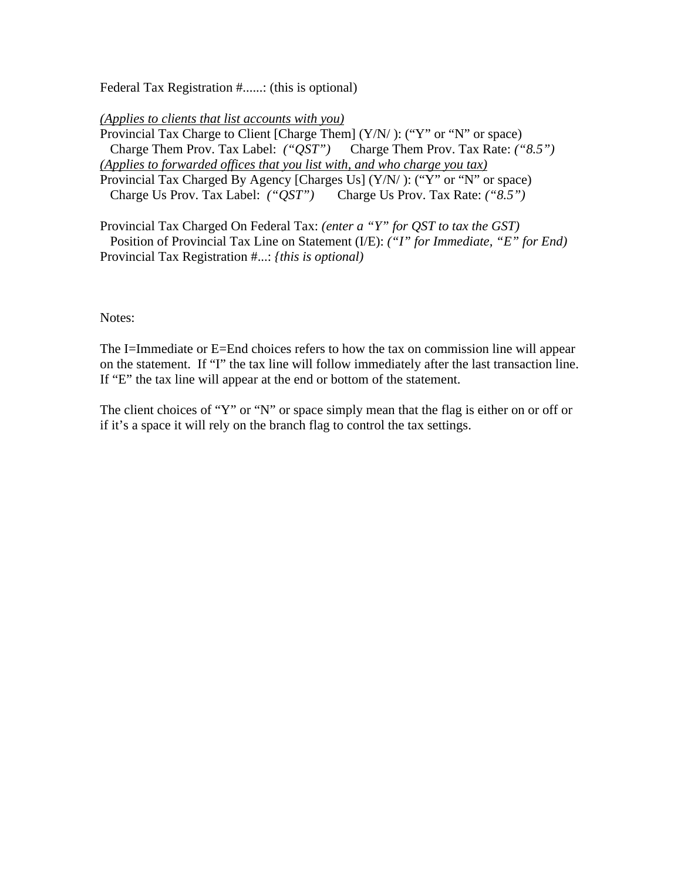Federal Tax Registration #......: (this is optional)

*(Applies to clients that list accounts with you)*
Provincial Tax Charge to Client [Charge Them] (Y/N/ ): ("Y" or "N" or space)
Charge Them Prov. Tax Label: *("QST")* Charge Them Prov. Tax Rate: *("8.5")*
*(Applies to forwarded offices that you list with, and who charge you tax)*
Provincial Tax Charged By Agency [Charges Us] (Y/N/ ): ("Y" or "N" or space)
Charge Us Prov. Tax Label: *("QST")* Charge Us Prov. Tax Rate: *("8.5")*

Provincial Tax Charged On Federal Tax: *(enter a "Y" for QST to tax the GST)*
Position of Provincial Tax Line on Statement (I/E): *("I" for Immediate, "E" for End)*
Provincial Tax Registration #...: *{this is optional)*

Notes:

The I=Immediate or E=End choices refers to how the tax on commission line will appear on the statement. If "I" the tax line will follow immediately after the last transaction line. If "E" the tax line will appear at the end or bottom of the statement.

The client choices of "Y" or "N" or space simply mean that the flag is either on or off or if it's a space it will rely on the branch flag to control the tax settings.